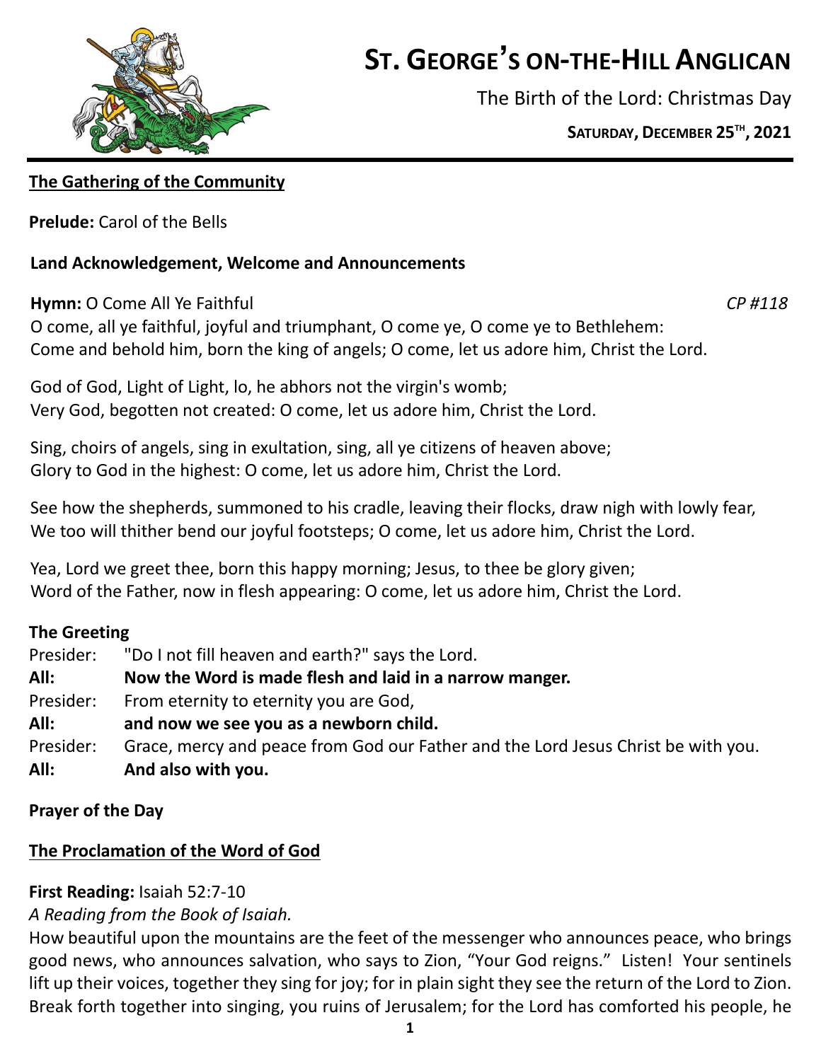# ST. GEORGE'S ON-THE-HILL ANGLICAN

The Birth of the Lord: Christmas Day

**SATURDAY, DECEMBER 25TH, 2021**

## The Gathering of the Community

**Prelude:** Carol of the Bells

**Land Acknowledgement, Welcome and Announcements**

**Hymn:** O Come All Ye Faithful *CP #118*

O come, all ye faithful, joyful and triumphant, O come ye, O come ye to Bethlehem:
Come and behold him, born the king of angels; O come, let us adore him, Christ the Lord.

God of God, Light of Light, lo, he abhors not the virgin's womb;
Very God, begotten not created: O come, let us adore him, Christ the Lord.

Sing, choirs of angels, sing in exultation, sing, all ye citizens of heaven above;
Glory to God in the highest: O come, let us adore him, Christ the Lord.

See how the shepherds, summoned to his cradle, leaving their flocks, draw nigh with lowly fear,
We too will thither bend our joyful footsteps; O come, let us adore him, Christ the Lord.

Yea, Lord we greet thee, born this happy morning; Jesus, to thee be glory given;
Word of the Father, now in flesh appearing: O come, let us adore him, Christ the Lord.

**The Greeting**

Presider: "Do I not fill heaven and earth?" says the Lord.
**All: Now the Word is made flesh and laid in a narrow manger.**
Presider: From eternity to eternity you are God,
**All: and now we see you as a newborn child.**
Presider: Grace, mercy and peace from God our Father and the Lord Jesus Christ be with you.
**All: And also with you.**

**Prayer of the Day**

## The Proclamation of the Word of God

**First Reading:** Isaiah 52:7-10

*A Reading from the Book of Isaiah.*

How beautiful upon the mountains are the feet of the messenger who announces peace, who brings good news, who announces salvation, who says to Zion, "Your God reigns." Listen! Your sentinels lift up their voices, together they sing for joy; for in plain sight they see the return of the Lord to Zion. Break forth together into singing, you ruins of Jerusalem; for the Lord has comforted his people, he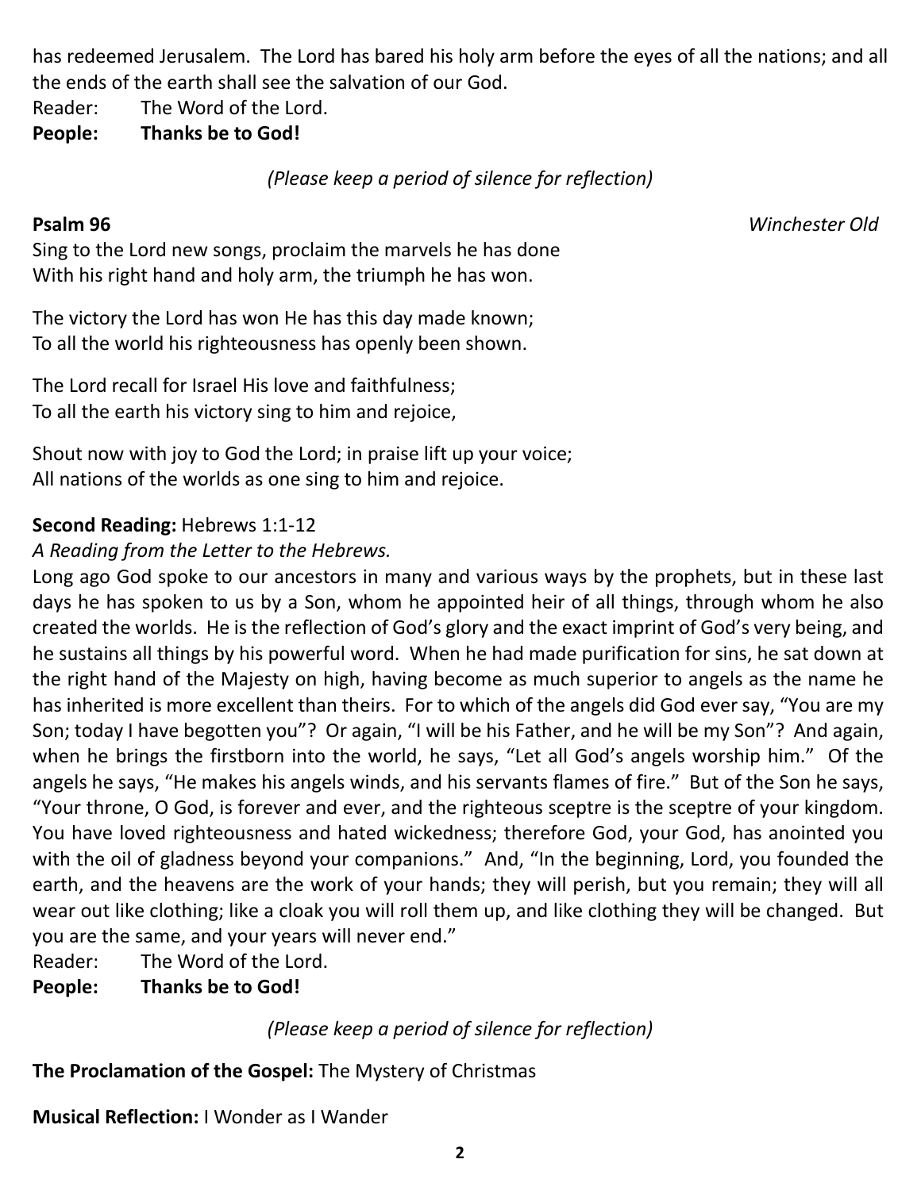has redeemed Jerusalem. The Lord has bared his holy arm before the eyes of all the nations; and all the ends of the earth shall see the salvation of our God.

Reader: The Word of the Lord.

**People: Thanks be to God!**

*(Please keep a period of silence for reflection)*

**Psalm 96** *Winchester Old*

Sing to the Lord new songs, proclaim the marvels he has done
With his right hand and holy arm, the triumph he has won.

The victory the Lord has won He has this day made known;
To all the world his righteousness has openly been shown.

The Lord recall for Israel His love and faithfulness;
To all the earth his victory sing to him and rejoice,

Shout now with joy to God the Lord; in praise lift up your voice;
All nations of the worlds as one sing to him and rejoice.

**Second Reading:** Hebrews 1:1-12

*A Reading from the Letter to the Hebrews.*

Long ago God spoke to our ancestors in many and various ways by the prophets, but in these last days he has spoken to us by a Son, whom he appointed heir of all things, through whom he also created the worlds. He is the reflection of God's glory and the exact imprint of God's very being, and he sustains all things by his powerful word. When he had made purification for sins, he sat down at the right hand of the Majesty on high, having become as much superior to angels as the name he has inherited is more excellent than theirs. For to which of the angels did God ever say, "You are my Son; today I have begotten you"? Or again, "I will be his Father, and he will be my Son"? And again, when he brings the firstborn into the world, he says, "Let all God's angels worship him." Of the angels he says, "He makes his angels winds, and his servants flames of fire." But of the Son he says, "Your throne, O God, is forever and ever, and the righteous sceptre is the sceptre of your kingdom. You have loved righteousness and hated wickedness; therefore God, your God, has anointed you with the oil of gladness beyond your companions." And, "In the beginning, Lord, you founded the earth, and the heavens are the work of your hands; they will perish, but you remain; they will all wear out like clothing; like a cloak you will roll them up, and like clothing they will be changed. But you are the same, and your years will never end."

Reader: The Word of the Lord.

**People: Thanks be to God!**

*(Please keep a period of silence for reflection)*

**The Proclamation of the Gospel:** The Mystery of Christmas

**Musical Reflection:** I Wonder as I Wander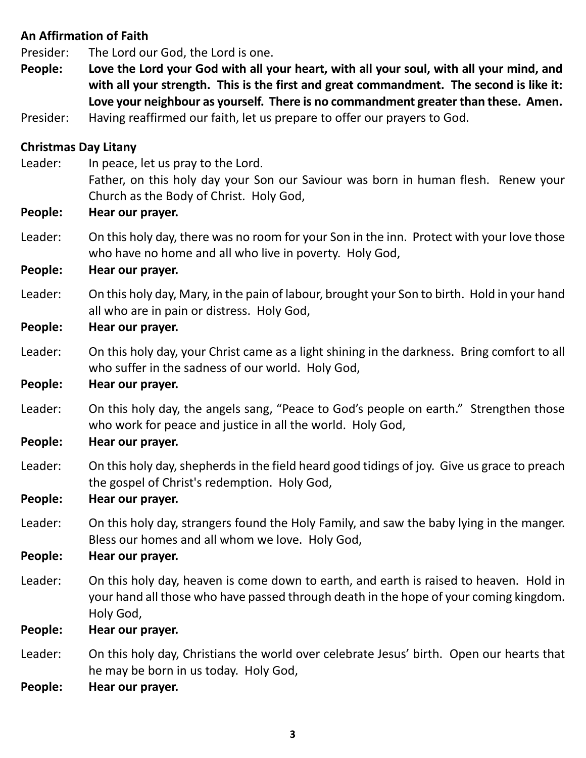**An Affirmation of Faith**

Presider: The Lord our God, the Lord is one.

**People: Love the Lord your God with all your heart, with all your soul, with all your mind, and with all your strength. This is the first and great commandment. The second is like it: Love your neighbour as yourself. There is no commandment greater than these. Amen.**

Presider: Having reaffirmed our faith, let us prepare to offer our prayers to God.

**Christmas Day Litany**

Leader: In peace, let us pray to the Lord.
Father, on this holy day your Son our Saviour was born in human flesh. Renew your Church as the Body of Christ. Holy God,

**People: Hear our prayer.**

Leader: On this holy day, there was no room for your Son in the inn. Protect with your love those who have no home and all who live in poverty. Holy God,

**People: Hear our prayer.**

Leader: On this holy day, Mary, in the pain of labour, brought your Son to birth. Hold in your hand all who are in pain or distress. Holy God,

**People: Hear our prayer.**

Leader: On this holy day, your Christ came as a light shining in the darkness. Bring comfort to all who suffer in the sadness of our world. Holy God,

**People: Hear our prayer.**

Leader: On this holy day, the angels sang, "Peace to God's people on earth." Strengthen those who work for peace and justice in all the world. Holy God,

**People: Hear our prayer.**

Leader: On this holy day, shepherds in the field heard good tidings of joy. Give us grace to preach the gospel of Christ's redemption. Holy God,

**People: Hear our prayer.**

Leader: On this holy day, strangers found the Holy Family, and saw the baby lying in the manger. Bless our homes and all whom we love. Holy God,

**People: Hear our prayer.**

Leader: On this holy day, heaven is come down to earth, and earth is raised to heaven. Hold in your hand all those who have passed through death in the hope of your coming kingdom. Holy God,

**People: Hear our prayer.**

Leader: On this holy day, Christians the world over celebrate Jesus' birth. Open our hearts that he may be born in us today. Holy God,

**People: Hear our prayer.**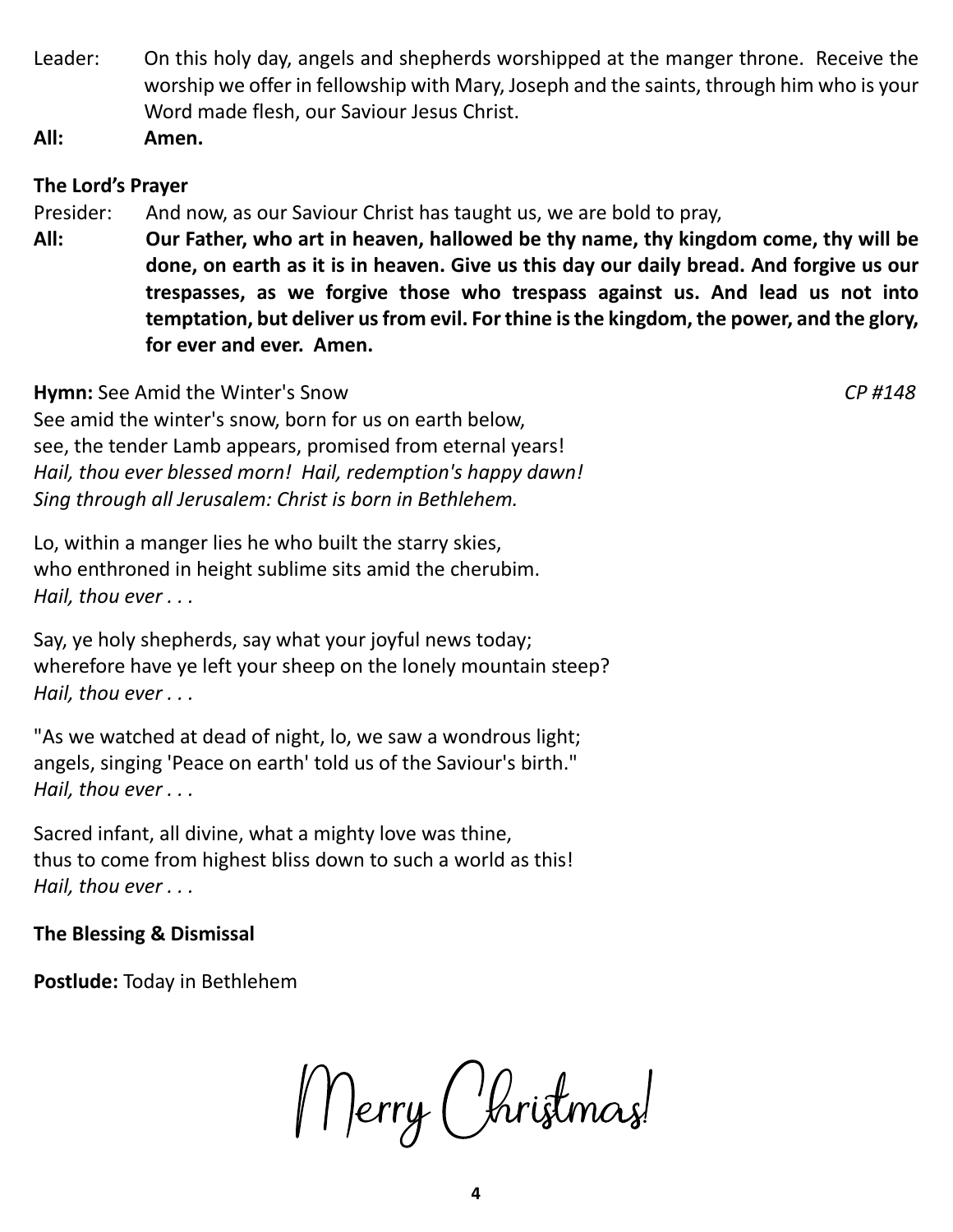Leader: On this holy day, angels and shepherds worshipped at the manger throne. Receive the worship we offer in fellowship with Mary, Joseph and the saints, through him who is your Word made flesh, our Saviour Jesus Christ.

**All: Amen.**

**The Lord's Prayer**

Presider: And now, as our Saviour Christ has taught us, we are bold to pray,

**All: Our Father, who art in heaven, hallowed be thy name, thy kingdom come, thy will be done, on earth as it is in heaven. Give us this day our daily bread. And forgive us our trespasses, as we forgive those who trespass against us. And lead us not into temptation, but deliver us from evil. For thine is the kingdom, the power, and the glory, for ever and ever. Amen.**

**Hymn:** See Amid the Winter's Snow *CP #148*

See amid the winter's snow, born for us on earth below,
see, the tender Lamb appears, promised from eternal years!
*Hail, thou ever blessed morn! Hail, redemption's happy dawn!*
*Sing through all Jerusalem: Christ is born in Bethlehem.*

Lo, within a manger lies he who built the starry skies,
who enthroned in height sublime sits amid the cherubim.
*Hail, thou ever . . .*

Say, ye holy shepherds, say what your joyful news today;
wherefore have ye left your sheep on the lonely mountain steep?
*Hail, thou ever . . .*

"As we watched at dead of night, lo, we saw a wondrous light;
angels, singing 'Peace on earth' told us of the Saviour's birth."
*Hail, thou ever . . .*

Sacred infant, all divine, what a mighty love was thine,
thus to come from highest bliss down to such a world as this!
*Hail, thou ever . . .*

**The Blessing & Dismissal**

**Postlude:** Today in Bethlehem

Merry Christmas!